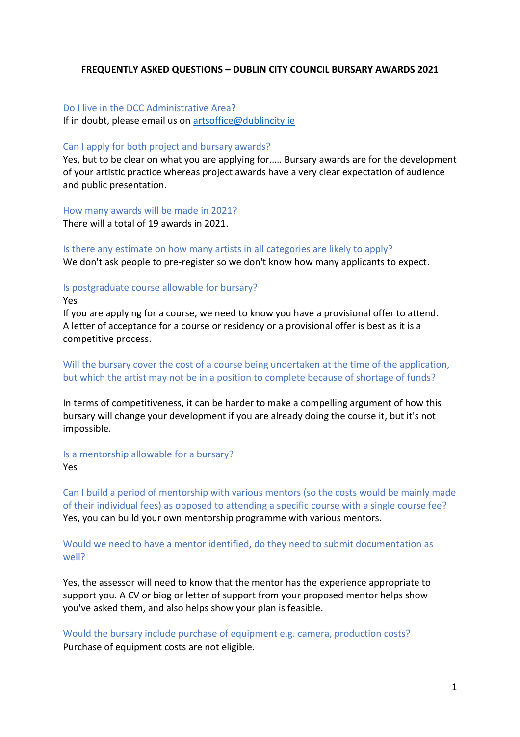**FREQUENTLY ASKED QUESTIONS – DUBLIN CITY COUNCIL BURSARY AWARDS 2021**

Do I live in the DCC Administrative Area?
If in doubt, please email us on artsoffice@dublincity.ie

Can I apply for both project and bursary awards?
Yes, but to be clear on what you are applying for….. Bursary awards are for the development of your artistic practice whereas project awards have a very clear expectation of audience and public presentation.

How many awards will be made in 2021?
There will a total of 19 awards in 2021.

Is there any estimate on how many artists in all categories are likely to apply?
We don't ask people to pre-register so we don't know how many applicants to expect.

Is postgraduate course allowable for bursary?
Yes
If you are applying for a course, we need to know you have a provisional offer to attend. A letter of acceptance for a course or residency or a provisional offer is best as it is a competitive process.

Will the bursary cover the cost of a course being undertaken at the time of the application, but which the artist may not be in a position to complete because of shortage of funds?

In terms of competitiveness, it can be harder to make a compelling argument of how this bursary will change your development if you are already doing the course it, but it's not impossible.

Is a mentorship allowable for a bursary?
Yes

Can I build a period of mentorship with various mentors (so the costs would be mainly made of their individual fees) as opposed to attending a specific course with a single course fee?
Yes, you can build your own mentorship programme with various mentors.

Would we need to have a mentor identified, do they need to submit documentation as well?

Yes, the assessor will need to know that the mentor has the experience appropriate to support you. A CV or biog or letter of support from your proposed mentor helps show you've asked them, and also helps show your plan is feasible.

Would the bursary include purchase of equipment e.g. camera, production costs?
Purchase of equipment costs are not eligible.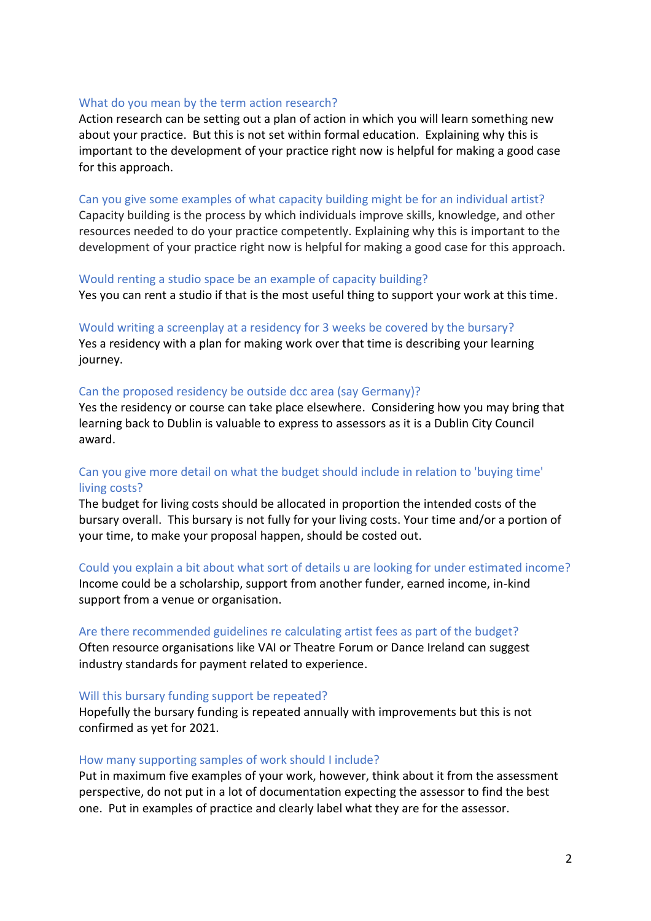### What do you mean by the term action research?

Action research can be setting out a plan of action in which you will learn something new about your practice. But this is not set within formal education. Explaining why this is important to the development of your practice right now is helpful for making a good case for this approach.

### Can you give some examples of what capacity building might be for an individual artist?

Capacity building is the process by which individuals improve skills, knowledge, and other resources needed to do your practice competently. Explaining why this is important to the development of your practice right now is helpful for making a good case for this approach.

### Would renting a studio space be an example of capacity building?

Yes you can rent a studio if that is the most useful thing to support your work at this time.

### Would writing a screenplay at a residency for 3 weeks be covered by the bursary?

Yes a residency with a plan for making work over that time is describing your learning journey.

### Can the proposed residency be outside dcc area (say Germany)?

Yes the residency or course can take place elsewhere. Considering how you may bring that learning back to Dublin is valuable to express to assessors as it is a Dublin City Council award.

### Can you give more detail on what the budget should include in relation to 'buying time' living costs?

The budget for living costs should be allocated in proportion the intended costs of the bursary overall. This bursary is not fully for your living costs. Your time and/or a portion of your time, to make your proposal happen, should be costed out.

### Could you explain a bit about what sort of details u are looking for under estimated income?

Income could be a scholarship, support from another funder, earned income, in-kind support from a venue or organisation.

### Are there recommended guidelines re calculating artist fees as part of the budget?

Often resource organisations like VAI or Theatre Forum or Dance Ireland can suggest industry standards for payment related to experience.

### Will this bursary funding support be repeated?

Hopefully the bursary funding is repeated annually with improvements but this is not confirmed as yet for 2021.

### How many supporting samples of work should I include?

Put in maximum five examples of your work, however, think about it from the assessment perspective, do not put in a lot of documentation expecting the assessor to find the best one. Put in examples of practice and clearly label what they are for the assessor.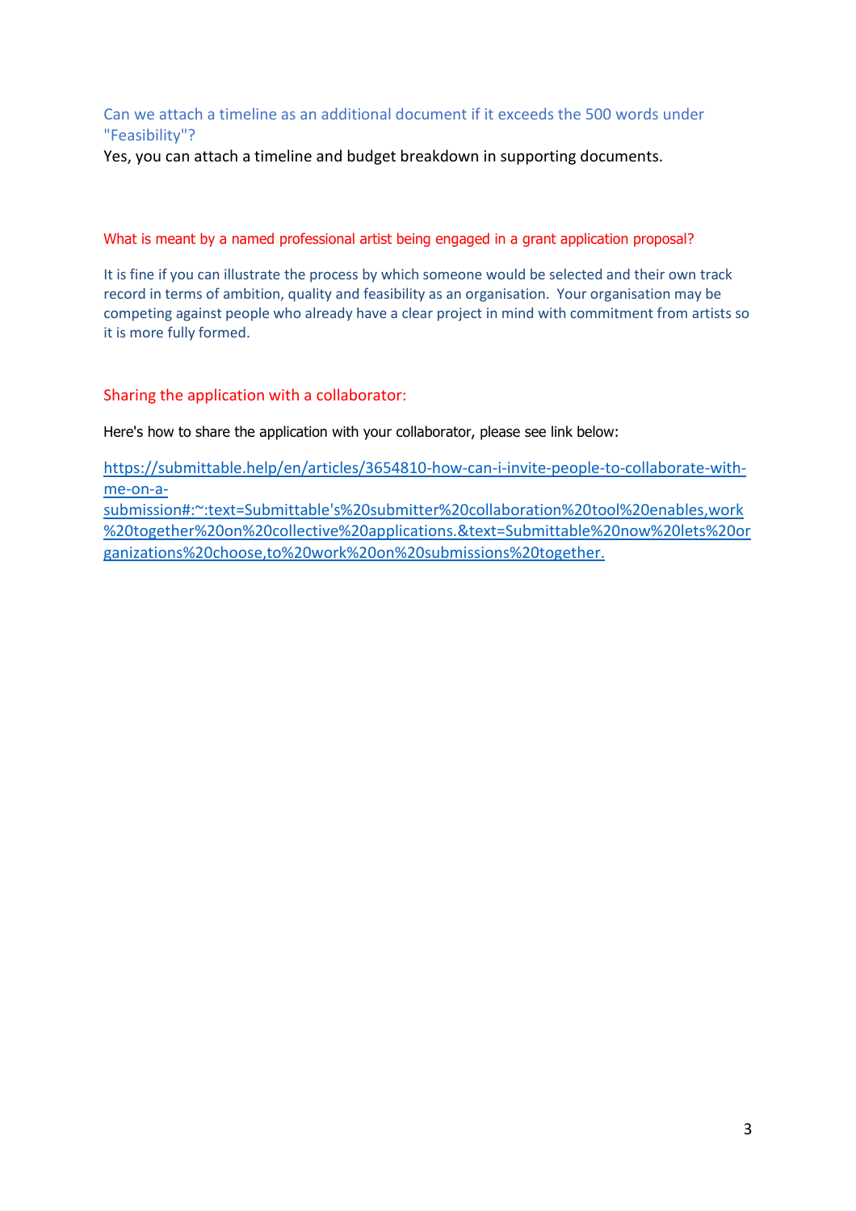### Can we attach a timeline as an additional document if it exceeds the 500 words under "Feasibility"?

Yes, you can attach a timeline and budget breakdown in supporting documents.

### What is meant by a named professional artist being engaged in a grant application proposal?

It is fine if you can illustrate the process by which someone would be selected and their own track record in terms of ambition, quality and feasibility as an organisation. Your organisation may be competing against people who already have a clear project in mind with commitment from artists so it is more fully formed.

### Sharing the application with a collaborator:

Here's how to share the application with your collaborator, please see link below:

https://submittable.help/en/articles/3654810-how-can-i-invite-people-to-collaborate-with-me-on-a-submission#:~:text=Submittable's%20submitter%20collaboration%20tool%20enables,work%20together%20on%20collective%20applications.&text=Submittable%20now%20lets%20organizations%20choose,to%20work%20on%20submissions%20together.